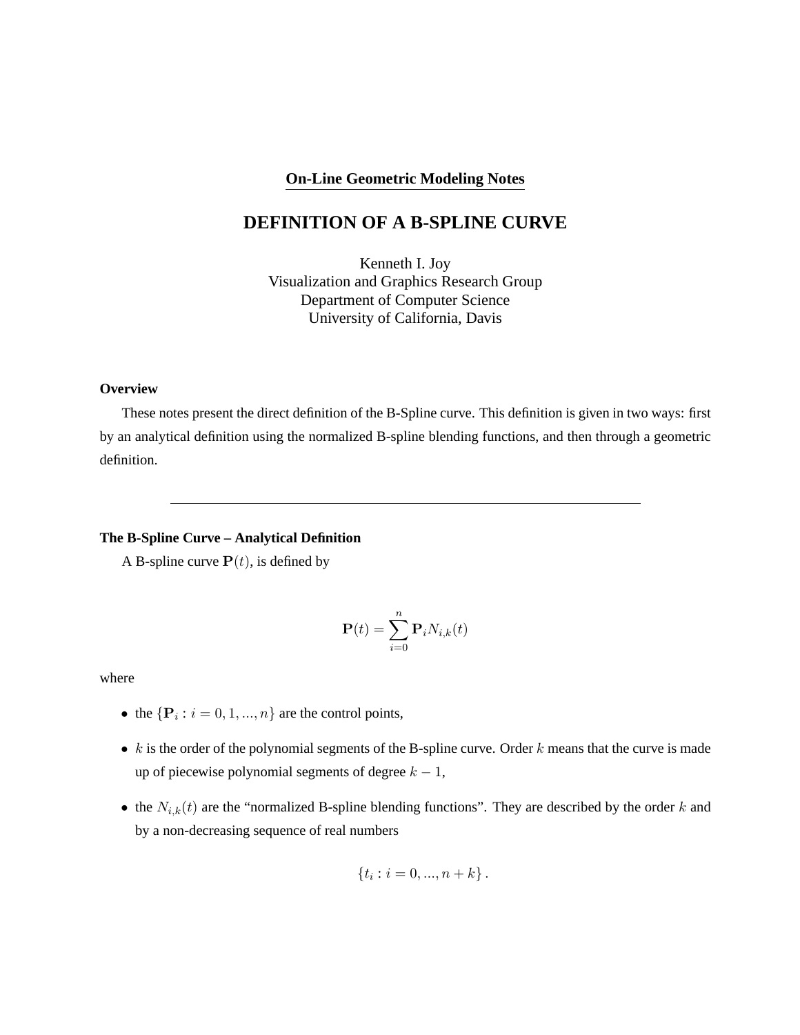**On-Line Geometric Modeling Notes**

# DEFINITION OF A B-SPLINE CURVE

Kenneth I. Joy
Visualization and Graphics Research Group
Department of Computer Science
University of California, Davis

### Overview

These notes present the direct definition of the B-Spline curve. This definition is given in two ways: first by an analytical definition using the normalized B-spline blending functions, and then through a geometric definition.

---

### The B-Spline Curve – Analytical Definition

A B-spline curve $\mathbf{P}(t)$, is defined by

$$\mathbf{P}(t) = \sum_{i=0}^{n} \mathbf{P}_i N_{i,k}(t)$$

where

- the $\{\mathbf{P}_i : i = 0, 1, ..., n\}$ are the control points,
- $k$ is the order of the polynomial segments of the B-spline curve. Order $k$ means that the curve is made up of piecewise polynomial segments of degree $k - 1$,
- the $N_{i,k}(t)$ are the "normalized B-spline blending functions". They are described by the order $k$ and by a non-decreasing sequence of real numbers

$$\{t_i : i = 0, ..., n + k\}.$$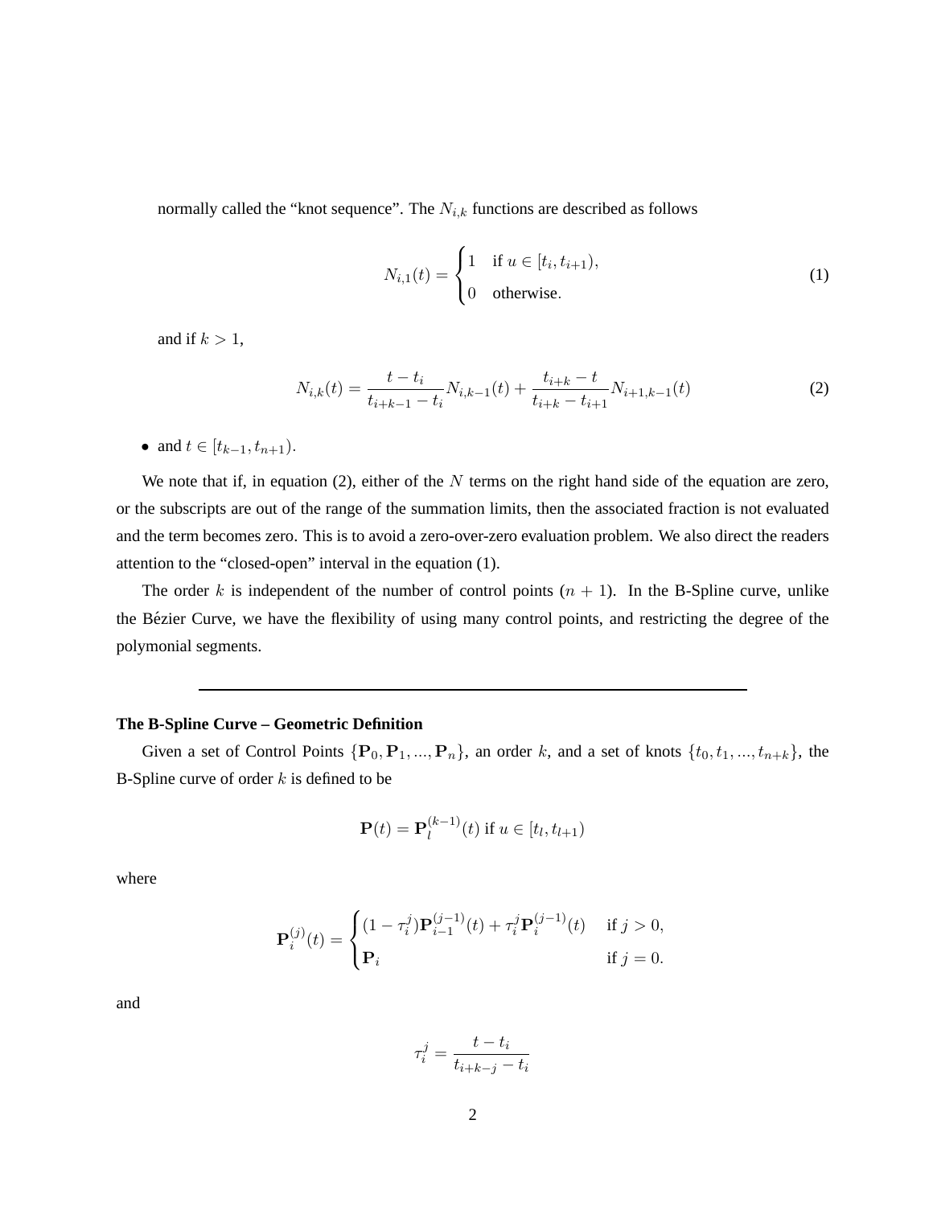normally called the "knot sequence". The $N_{i,k}$ functions are described as follows

$$N_{i,1}(t) = \begin{cases} 1 & \text{if } u \in [t_i, t_{i+1}), \\ 0 & \text{otherwise}. \end{cases} \tag{1}$$

and if $k > 1$,

$$N_{i,k}(t) = \frac{t - t_i}{t_{i+k-1} - t_i} N_{i,k-1}(t) + \frac{t_{i+k} - t}{t_{i+k} - t_{i+1}} N_{i+1,k-1}(t) \tag{2}$$

- and $t \in [t_{k-1}, t_{n+1})$.

We note that if, in equation (2), either of the $N$ terms on the right hand side of the equation are zero, or the subscripts are out of the range of the summation limits, then the associated fraction is not evaluated and the term becomes zero. This is to avoid a zero-over-zero evaluation problem. We also direct the readers attention to the "closed-open" interval in the equation (1).

The order $k$ is independent of the number of control points ($n + 1$). In the B-Spline curve, unlike the Bézier Curve, we have the flexibility of using many control points, and restricting the degree of the polymonial segments.

---

**The B-Spline Curve – Geometric Definition**

Given a set of Control Points $\{\mathbf{P}_0, \mathbf{P}_1, ..., \mathbf{P}_n\}$, an order $k$, and a set of knots $\{t_0, t_1, ..., t_{n+k}\}$, the B-Spline curve of order $k$ is defined to be

$$\mathbf{P}(t) = \mathbf{P}_l^{(k-1)}(t) \text{ if } u \in [t_l, t_{l+1})$$

where

$$\mathbf{P}_i^{(j)}(t) = \begin{cases} (1 - \tau_i^j)\mathbf{P}_{i-1}^{(j-1)}(t) + \tau_i^j \mathbf{P}_i^{(j-1)}(t) & \text{if } j > 0, \\ \mathbf{P}_i & \text{if } j = 0. \end{cases}$$

and

$$\tau_i^j = \frac{t - t_i}{t_{i+k-j} - t_i}$$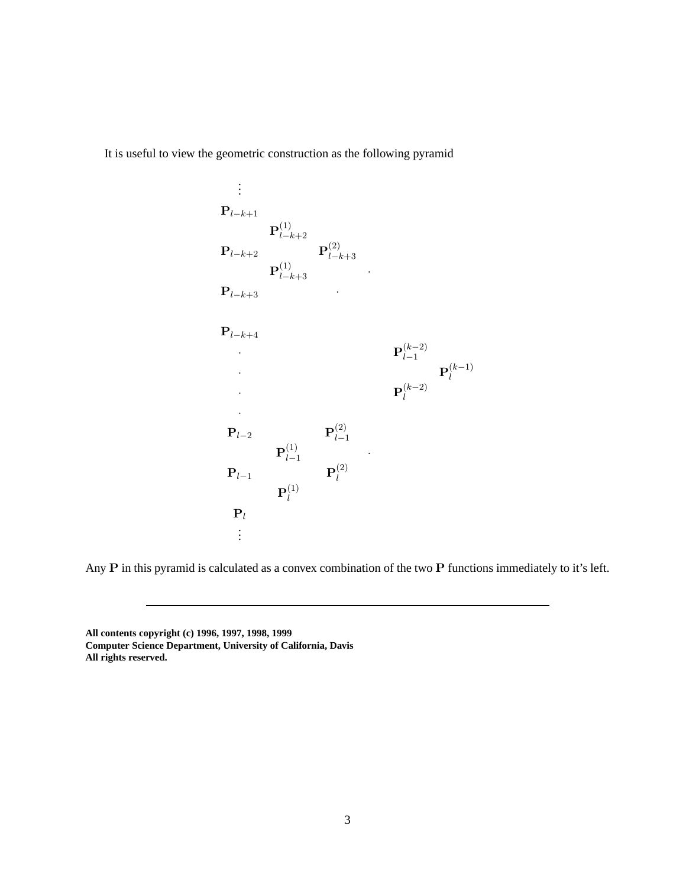It is useful to view the geometric construction as the following pyramid

$$
\begin{array}{ccccccc}
\vdots & & & & & & \\
\mathbf{P}_{l-k+1} & & & & & & \\
& \mathbf{P}^{(1)}_{l-k+2} & & & & & \\
\mathbf{P}_{l-k+2} & & \mathbf{P}^{(2)}_{l-k+3} & & & & \\
& \mathbf{P}^{(1)}_{l-k+3} & & \cdot & & & \\
\mathbf{P}_{l-k+3} & & \cdot & & & & \\
& & & & & & \\
\mathbf{P}_{l-k+4} & & & & & & \\
\cdot & & & & \mathbf{P}^{(k-2)}_{l-1} & & \\
\cdot & & & & & \mathbf{P}^{(k-1)}_{l} & \\
\cdot & & & & \mathbf{P}^{(k-2)}_{l} & & \\
\cdot & & & & & & \\
\mathbf{P}_{l-2} & & \mathbf{P}^{(2)}_{l-1} & & & & \\
& \mathbf{P}^{(1)}_{l-1} & & \cdot & & & \\
\mathbf{P}_{l-1} & & \mathbf{P}^{(2)}_{l} & & & & \\
& \mathbf{P}^{(1)}_{l} & & & & & \\
\mathbf{P}_{l} & & & & & & \\
\vdots & & & & & &
\end{array}
$$

Any $\mathbf{P}$ in this pyramid is calculated as a convex combination of the two $\mathbf{P}$ functions immediately to it's left.

---

**All contents copyright (c) 1996, 1997, 1998, 1999**
**Computer Science Department, University of California, Davis**
**All rights reserved.**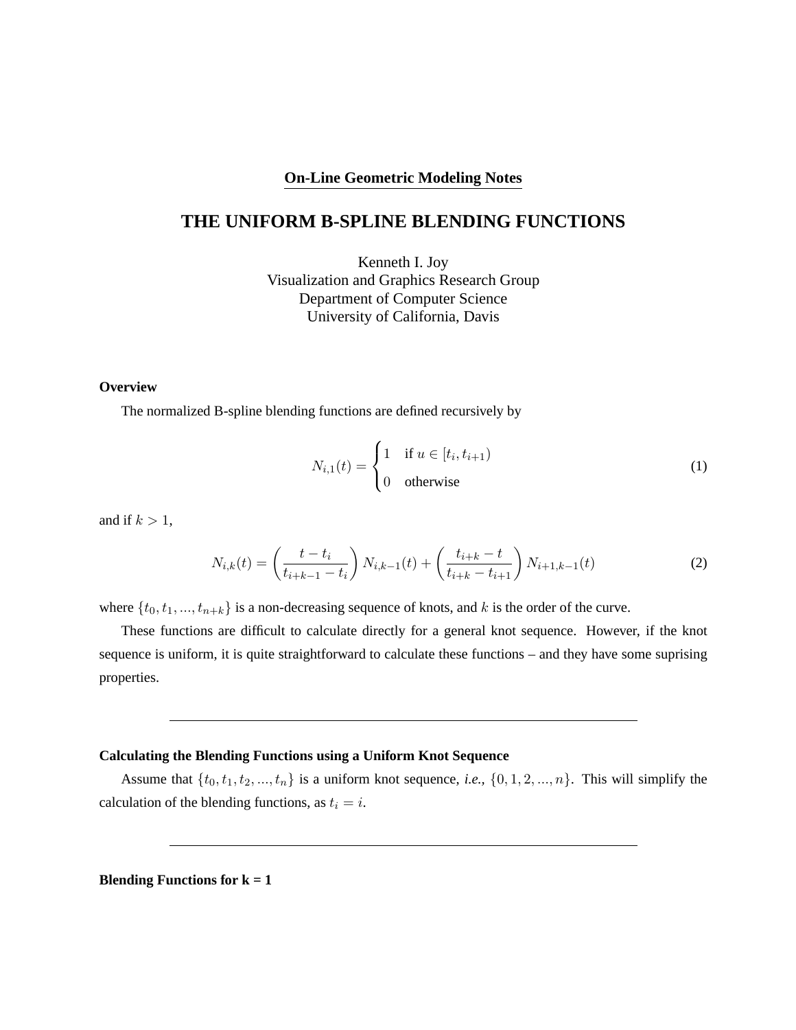**On-Line Geometric Modeling Notes**

# THE UNIFORM B-SPLINE BLENDING FUNCTIONS

Kenneth I. Joy
Visualization and Graphics Research Group
Department of Computer Science
University of California, Davis

### Overview

The normalized B-spline blending functions are defined recursively by

$$N_{i,1}(t) = \begin{cases} 1 & \text{if } u \in [t_i, t_{i+1}) \\ 0 & \text{otherwise} \end{cases} \tag{1}$$

and if $k > 1$,

$$N_{i,k}(t) = \left( \frac{t - t_i}{t_{i+k-1} - t_i} \right) N_{i,k-1}(t) + \left( \frac{t_{i+k} - t}{t_{i+k} - t_{i+1}} \right) N_{i+1,k-1}(t) \tag{2}$$

where $\{t_0, t_1, ..., t_{n+k}\}$ is a non-decreasing sequence of knots, and $k$ is the order of the curve.

These functions are difficult to calculate directly for a general knot sequence. However, if the knot sequence is uniform, it is quite straightforward to calculate these functions – and they have some suprising properties.

---

### Calculating the Blending Functions using a Uniform Knot Sequence

Assume that $\{t_0, t_1, t_2, ..., t_n\}$ is a uniform knot sequence, *i.e.,* $\{0, 1, 2, ..., n\}$. This will simplify the calculation of the blending functions, as $t_i = i$.

---

### Blending Functions for k = 1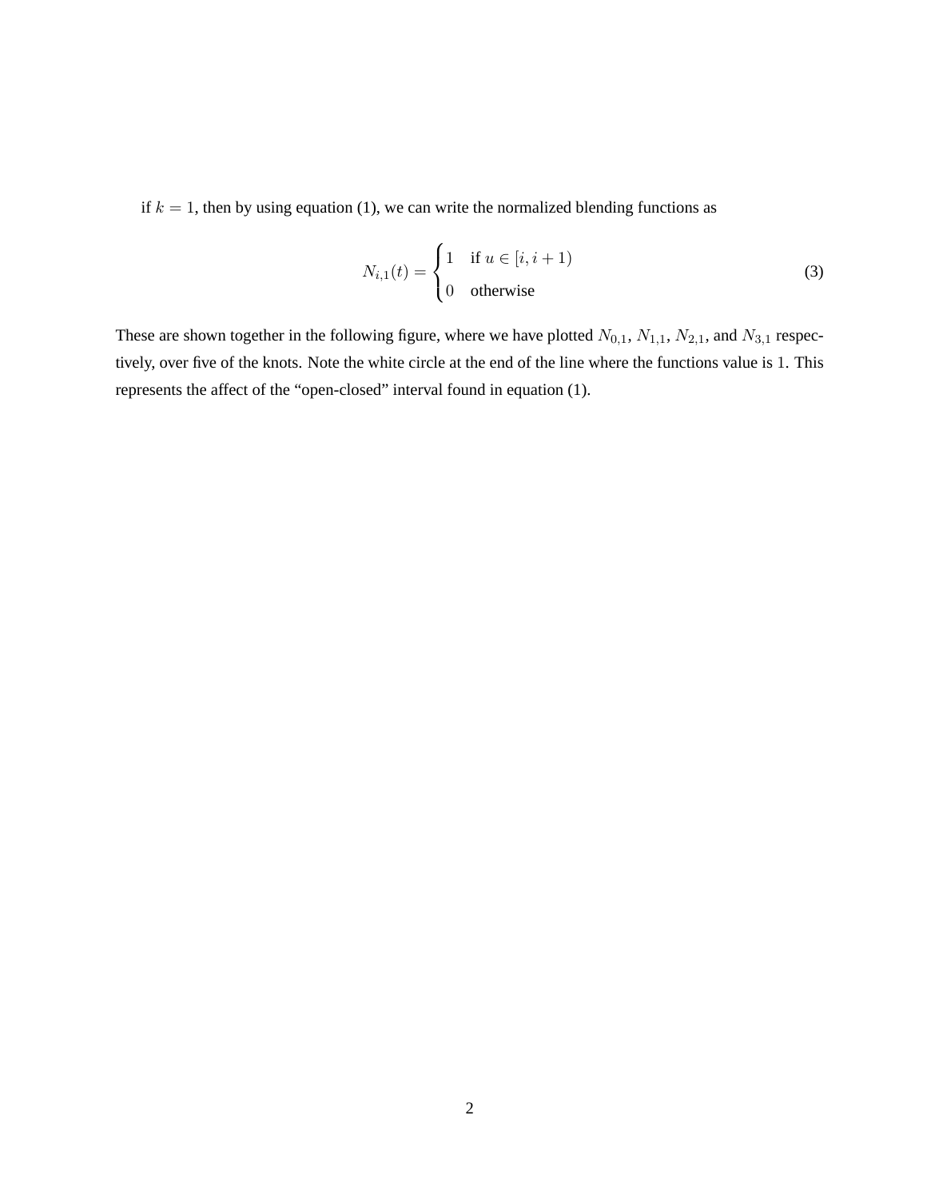if $k = 1$, then by using equation (1), we can write the normalized blending functions as

$$N_{i,1}(t) = \begin{cases} 1 & \text{if } u \in [i, i+1) \\ 0 & \text{otherwise} \end{cases} \tag{3}$$

These are shown together in the following figure, where we have plotted $N_{0,1}$, $N_{1,1}$, $N_{2,1}$, and $N_{3,1}$ respectively, over five of the knots. Note the white circle at the end of the line where the functions value is 1. This represents the affect of the "open-closed" interval found in equation (1).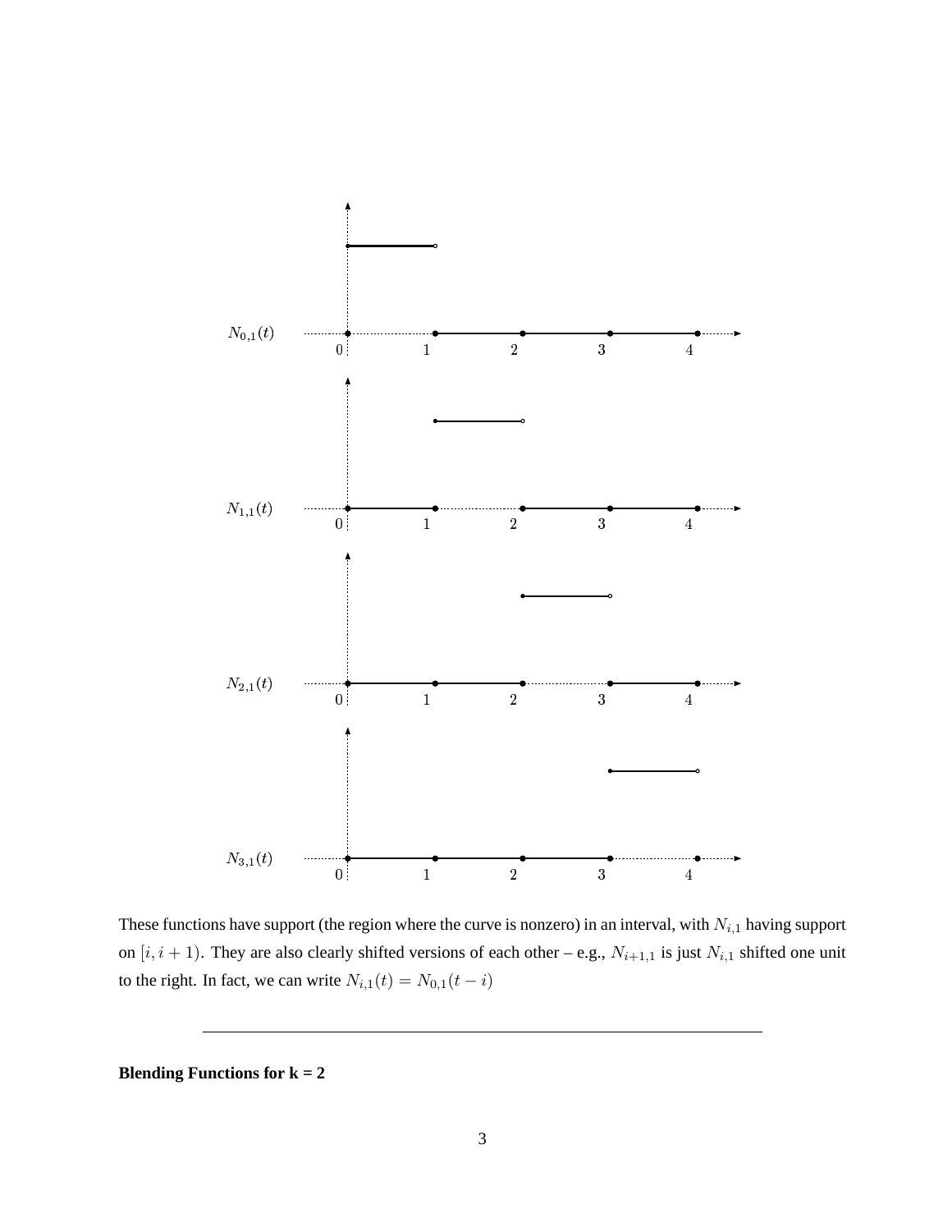These functions have support (the region where the curve is nonzero) in an interval, with $N_{i,1}$ having support on $[i, i+1)$. They are also clearly shifted versions of each other – e.g., $N_{i+1,1}$ is just $N_{i,1}$ shifted one unit to the right. In fact, we can write $N_{i,1}(t) = N_{0,1}(t - i)$

---

**Blending Functions for k = 2**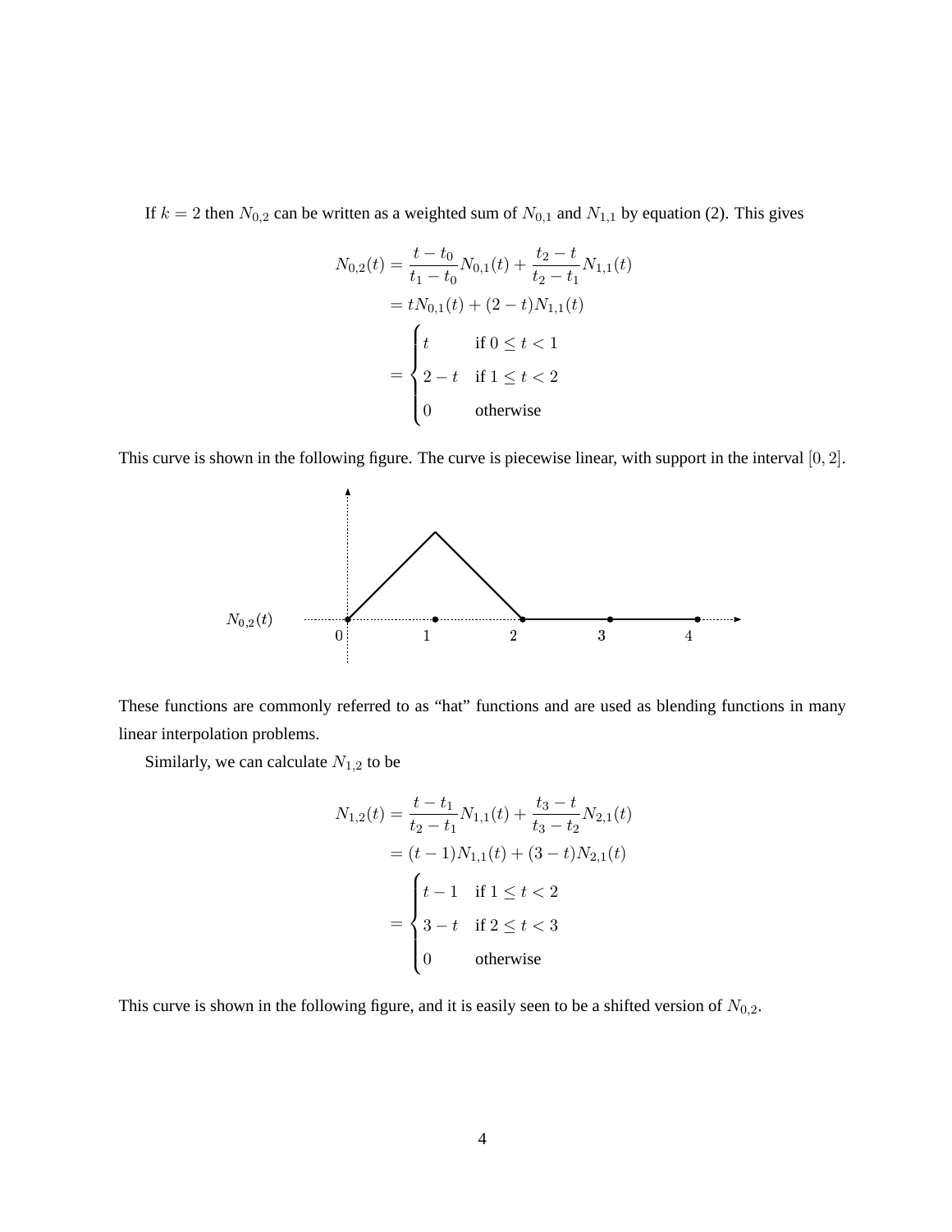If $k = 2$ then $N_{0,2}$ can be written as a weighted sum of $N_{0,1}$ and $N_{1,1}$ by equation (2). This gives

$$
\begin{aligned}
N_{0,2}(t) &= \frac{t - t_0}{t_1 - t_0} N_{0,1}(t) + \frac{t_2 - t}{t_2 - t_1} N_{1,1}(t) \\
&= t N_{0,1}(t) + (2 - t) N_{1,1}(t) \\
&= \begin{cases} t & \text{if } 0 \leq t < 1 \\ 2 - t & \text{if } 1 \leq t < 2 \\ 0 & \text{otherwise} \end{cases}
\end{aligned}
$$

This curve is shown in the following figure. The curve is piecewise linear, with support in the interval $[0, 2]$.

These functions are commonly referred to as "hat" functions and are used as blending functions in many linear interpolation problems.

Similarly, we can calculate $N_{1,2}$ to be

$$
\begin{aligned}
N_{1,2}(t) &= \frac{t - t_1}{t_2 - t_1} N_{1,1}(t) + \frac{t_3 - t}{t_3 - t_2} N_{2,1}(t) \\
&= (t - 1) N_{1,1}(t) + (3 - t) N_{2,1}(t) \\
&= \begin{cases} t - 1 & \text{if } 1 \leq t < 2 \\ 3 - t & \text{if } 2 \leq t < 3 \\ 0 & \text{otherwise} \end{cases}
\end{aligned}
$$

This curve is shown in the following figure, and it is easily seen to be a shifted version of $N_{0,2}$.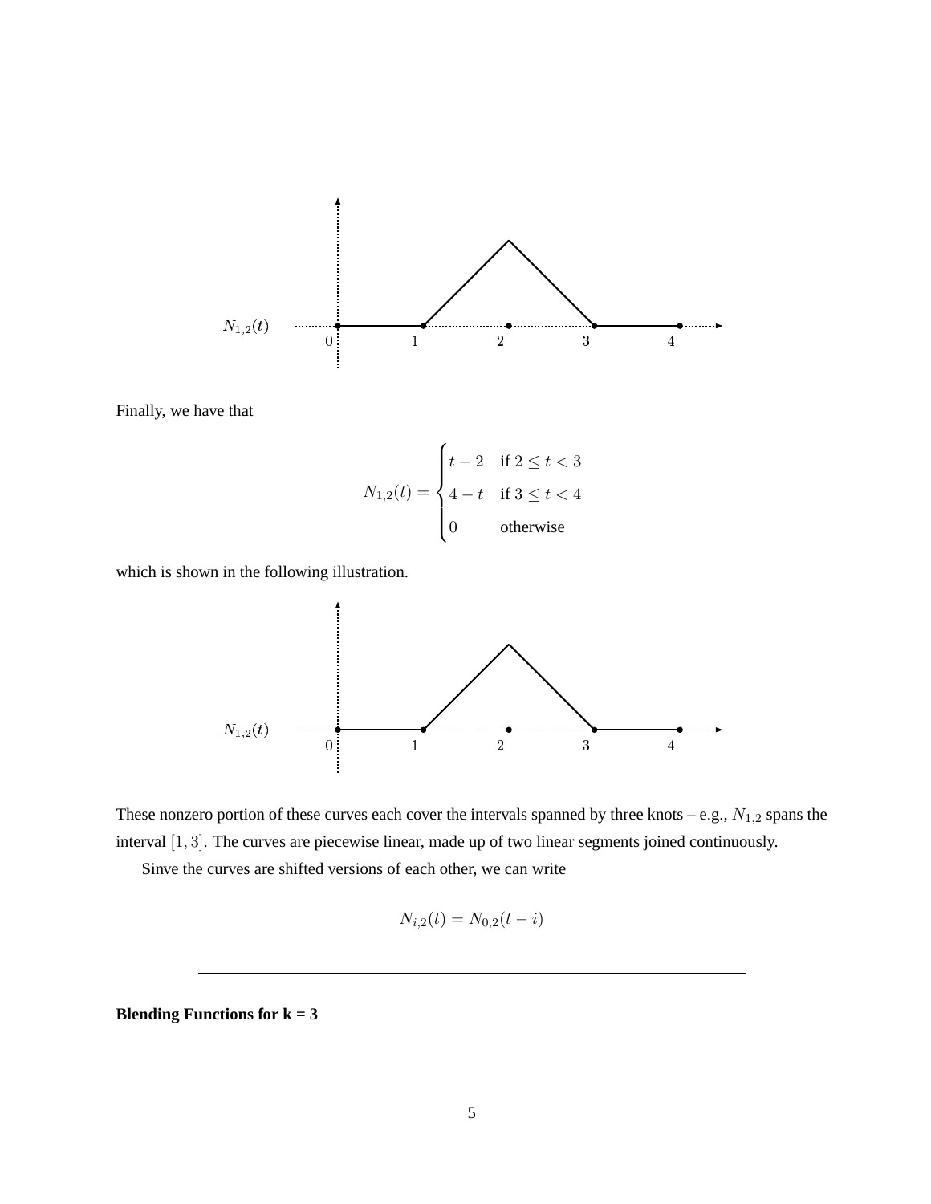Finally, we have that

$$N_{1,2}(t) = \begin{cases} t-2 & \text{if } 2 \leq t < 3 \\ 4-t & \text{if } 3 \leq t < 4 \\ 0 & \text{otherwise} \end{cases}$$

which is shown in the following illustration.

These nonzero portion of these curves each cover the intervals spanned by three knots – e.g., $N_{1,2}$ spans the interval $[1, 3]$. The curves are piecewise linear, made up of two linear segments joined continuously.

Sinve the curves are shifted versions of each other, we can write

$$N_{i,2}(t) = N_{0,2}(t-i)$$

---

**Blending Functions for k = 3**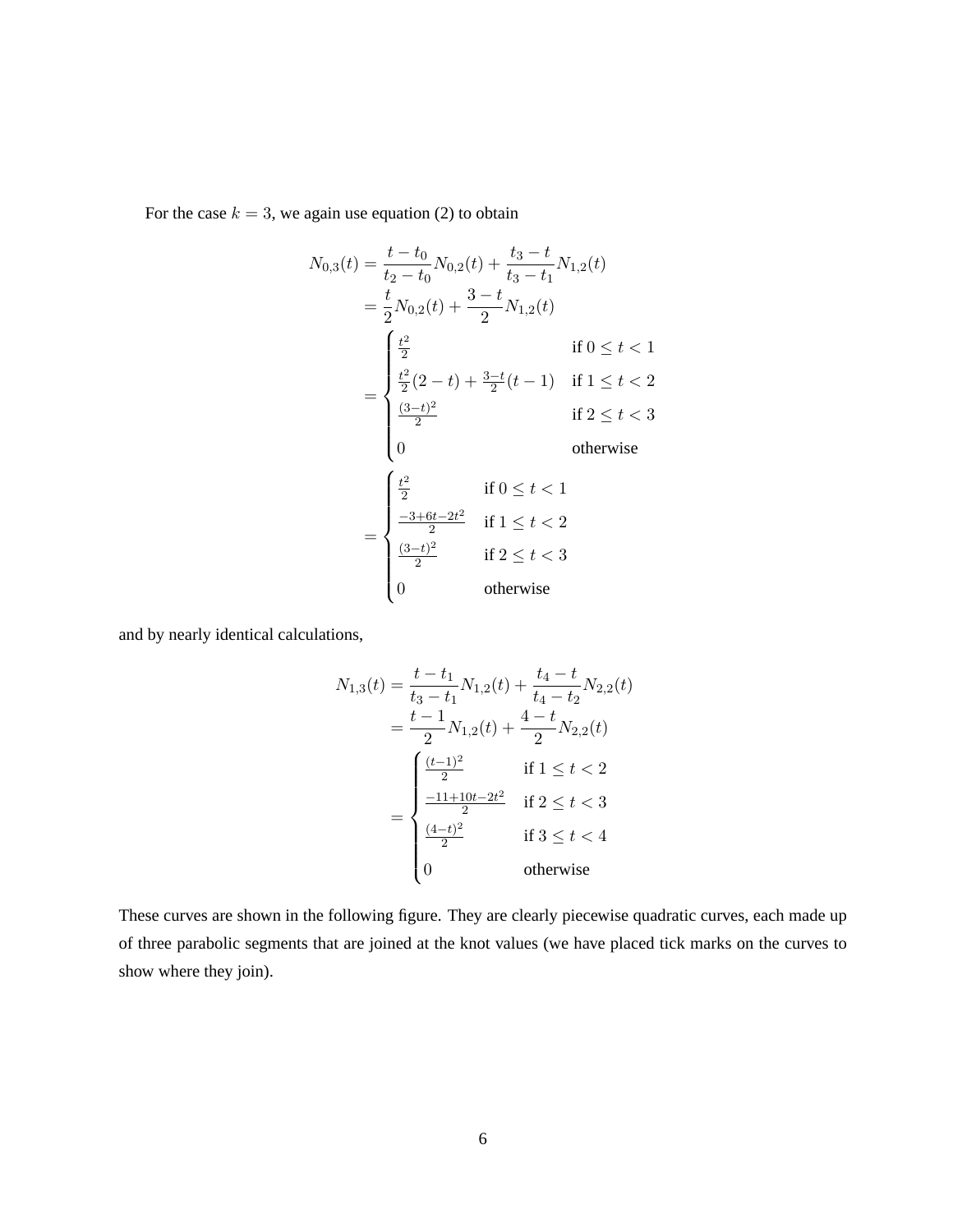For the case $k = 3$, we again use equation (2) to obtain

$$
\begin{aligned}
N_{0,3}(t) &= \frac{t - t_0}{t_2 - t_0} N_{0,2}(t) + \frac{t_3 - t}{t_3 - t_1} N_{1,2}(t) \\
&= \frac{t}{2} N_{0,2}(t) + \frac{3 - t}{2} N_{1,2}(t) \\
&= \begin{cases} \frac{t^2}{2} & \text{if } 0 \leq t < 1 \\ \frac{t^2}{2}(2 - t) + \frac{3-t}{2}(t - 1) & \text{if } 1 \leq t < 2 \\ \frac{(3-t)^2}{2} & \text{if } 2 \leq t < 3 \\ 0 & \text{otherwise} \end{cases} \\
&= \begin{cases} \frac{t^2}{2} & \text{if } 0 \leq t < 1 \\ \frac{-3+6t-2t^2}{2} & \text{if } 1 \leq t < 2 \\ \frac{(3-t)^2}{2} & \text{if } 2 \leq t < 3 \\ 0 & \text{otherwise} \end{cases}
\end{aligned}
$$

and by nearly identical calculations,

$$
\begin{aligned}
N_{1,3}(t) &= \frac{t - t_1}{t_3 - t_1} N_{1,2}(t) + \frac{t_4 - t}{t_4 - t_2} N_{2,2}(t) \\
&= \frac{t - 1}{2} N_{1,2}(t) + \frac{4 - t}{2} N_{2,2}(t) \\
&= \begin{cases} \frac{(t-1)^2}{2} & \text{if } 1 \leq t < 2 \\ \frac{-11+10t-2t^2}{2} & \text{if } 2 \leq t < 3 \\ \frac{(4-t)^2}{2} & \text{if } 3 \leq t < 4 \\ 0 & \text{otherwise} \end{cases}
\end{aligned}
$$

These curves are shown in the following figure. They are clearly piecewise quadratic curves, each made up of three parabolic segments that are joined at the knot values (we have placed tick marks on the curves to show where they join).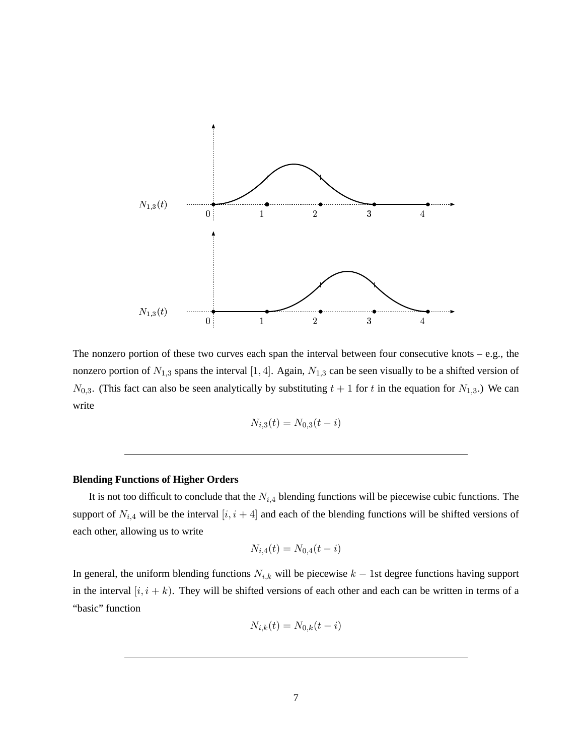The nonzero portion of these two curves each span the interval between four consecutive knots – e.g., the nonzero portion of $N_{1,3}$ spans the interval $[1, 4]$. Again, $N_{1,3}$ can be seen visually to be a shifted version of $N_{0,3}$. (This fact can also be seen analytically by substituting $t + 1$ for $t$ in the equation for $N_{1,3}$.) We can write

$$N_{i,3}(t) = N_{0,3}(t - i)$$

---

**Blending Functions of Higher Orders**

It is not too difficult to conclude that the $N_{i,4}$ blending functions will be piecewise cubic functions. The support of $N_{i,4}$ will be the interval $[i, i + 4]$ and each of the blending functions will be shifted versions of each other, allowing us to write

$$N_{i,4}(t) = N_{0,4}(t - i)$$

In general, the uniform blending functions $N_{i,k}$ will be piecewise $k - 1$st degree functions having support in the interval $[i, i + k)$. They will be shifted versions of each other and each can be written in terms of a "basic" function

$$N_{i,k}(t) = N_{0,k}(t - i)$$

---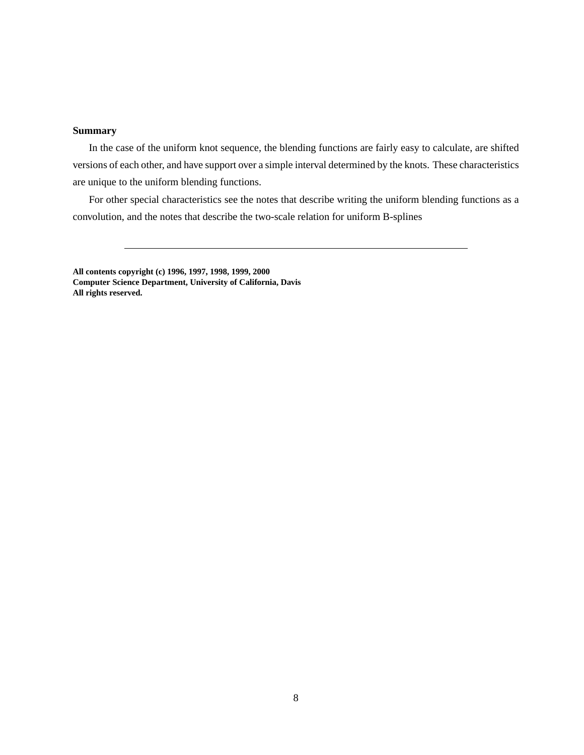**Summary**

In the case of the uniform knot sequence, the blending functions are fairly easy to calculate, are shifted versions of each other, and have support over a simple interval determined by the knots. These characteristics are unique to the uniform blending functions.

For other special characteristics see the notes that describe writing the uniform blending functions as a convolution, and the notes that describe the two-scale relation for uniform B-splines

---

**All contents copyright (c) 1996, 1997, 1998, 1999, 2000**
**Computer Science Department, University of California, Davis**
**All rights reserved.**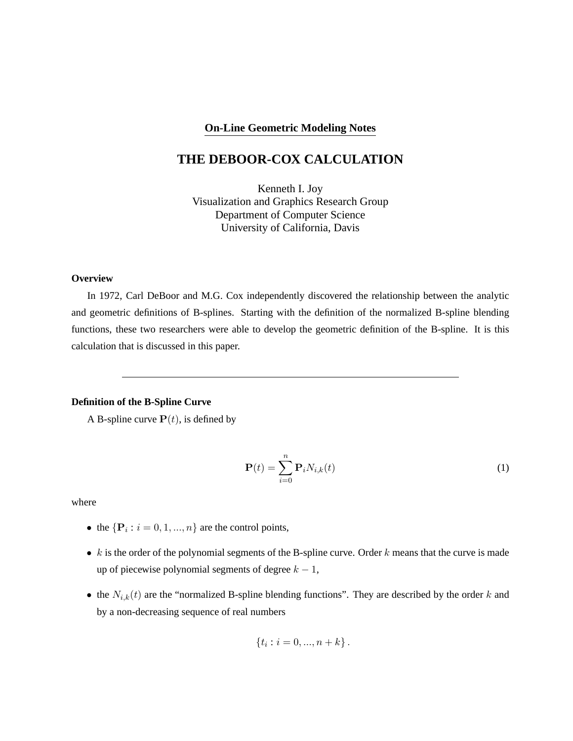**On-Line Geometric Modeling Notes**

# THE DEBOOR-COX CALCULATION

Kenneth I. Joy
Visualization and Graphics Research Group
Department of Computer Science
University of California, Davis

### Overview

In 1972, Carl DeBoor and M.G. Cox independently discovered the relationship between the analytic and geometric definitions of B-splines. Starting with the definition of the normalized B-spline blending functions, these two researchers were able to develop the geometric definition of the B-spline. It is this calculation that is discussed in this paper.

---

### Definition of the B-Spline Curve

A B-spline curve $\mathbf{P}(t)$, is defined by

$$\mathbf{P}(t) = \sum_{i=0}^{n} \mathbf{P}_i N_{i,k}(t) \tag{1}$$

where

- the $\{\mathbf{P}_i : i = 0, 1, ..., n\}$ are the control points,
- $k$ is the order of the polynomial segments of the B-spline curve. Order $k$ means that the curve is made up of piecewise polynomial segments of degree $k - 1$,
- the $N_{i,k}(t)$ are the "normalized B-spline blending functions". They are described by the order $k$ and by a non-decreasing sequence of real numbers

$$\{t_i : i = 0, ..., n + k\} .$$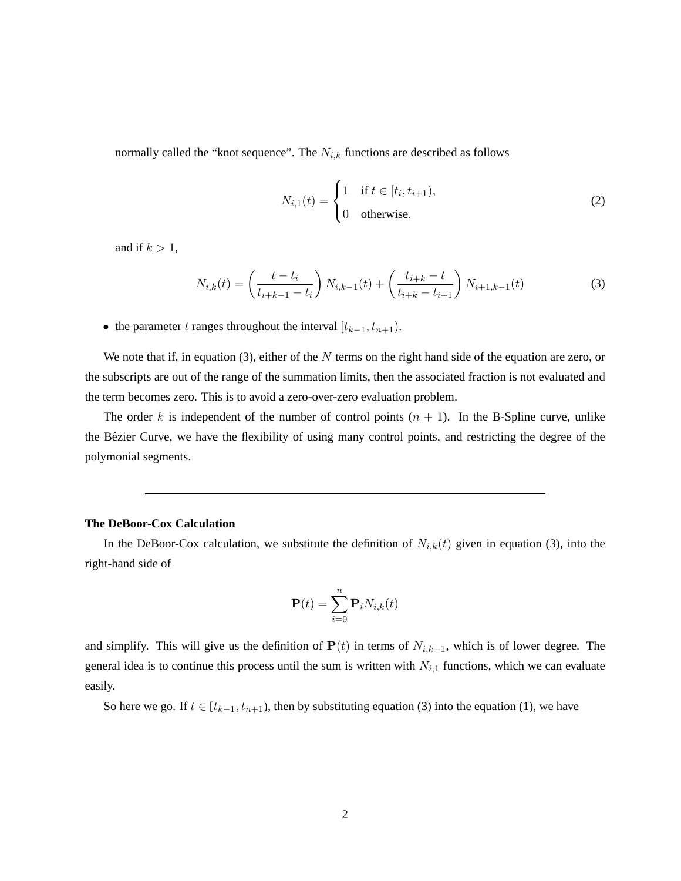normally called the "knot sequence". The $N_{i,k}$ functions are described as follows

$$N_{i,1}(t) = \begin{cases} 1 & \text{if } t \in [t_i, t_{i+1}), \\ 0 & \text{otherwise}. \end{cases} \tag{2}$$

and if $k > 1$,

$$N_{i,k}(t) = \left( \frac{t - t_i}{t_{i+k-1} - t_i} \right) N_{i,k-1}(t) + \left( \frac{t_{i+k} - t}{t_{i+k} - t_{i+1}} \right) N_{i+1,k-1}(t) \tag{3}$$

- the parameter $t$ ranges throughout the interval $[t_{k-1}, t_{n+1})$.

We note that if, in equation (3), either of the $N$ terms on the right hand side of the equation are zero, or the subscripts are out of the range of the summation limits, then the associated fraction is not evaluated and the term becomes zero. This is to avoid a zero-over-zero evaluation problem.

The order $k$ is independent of the number of control points $(n + 1)$. In the B-Spline curve, unlike the Bézier Curve, we have the flexibility of using many control points, and restricting the degree of the polymonial segments.

---

**The DeBoor-Cox Calculation**

In the DeBoor-Cox calculation, we substitute the definition of $N_{i,k}(t)$ given in equation (3), into the right-hand side of

$$\mathbf{P}(t) = \sum_{i=0}^{n} \mathbf{P}_i N_{i,k}(t)$$

and simplify. This will give us the definition of $\mathbf{P}(t)$ in terms of $N_{i,k-1}$, which is of lower degree. The general idea is to continue this process until the sum is written with $N_{i,1}$ functions, which we can evaluate easily.

So here we go. If $t \in [t_{k-1}, t_{n+1})$, then by substituting equation (3) into the equation (1), we have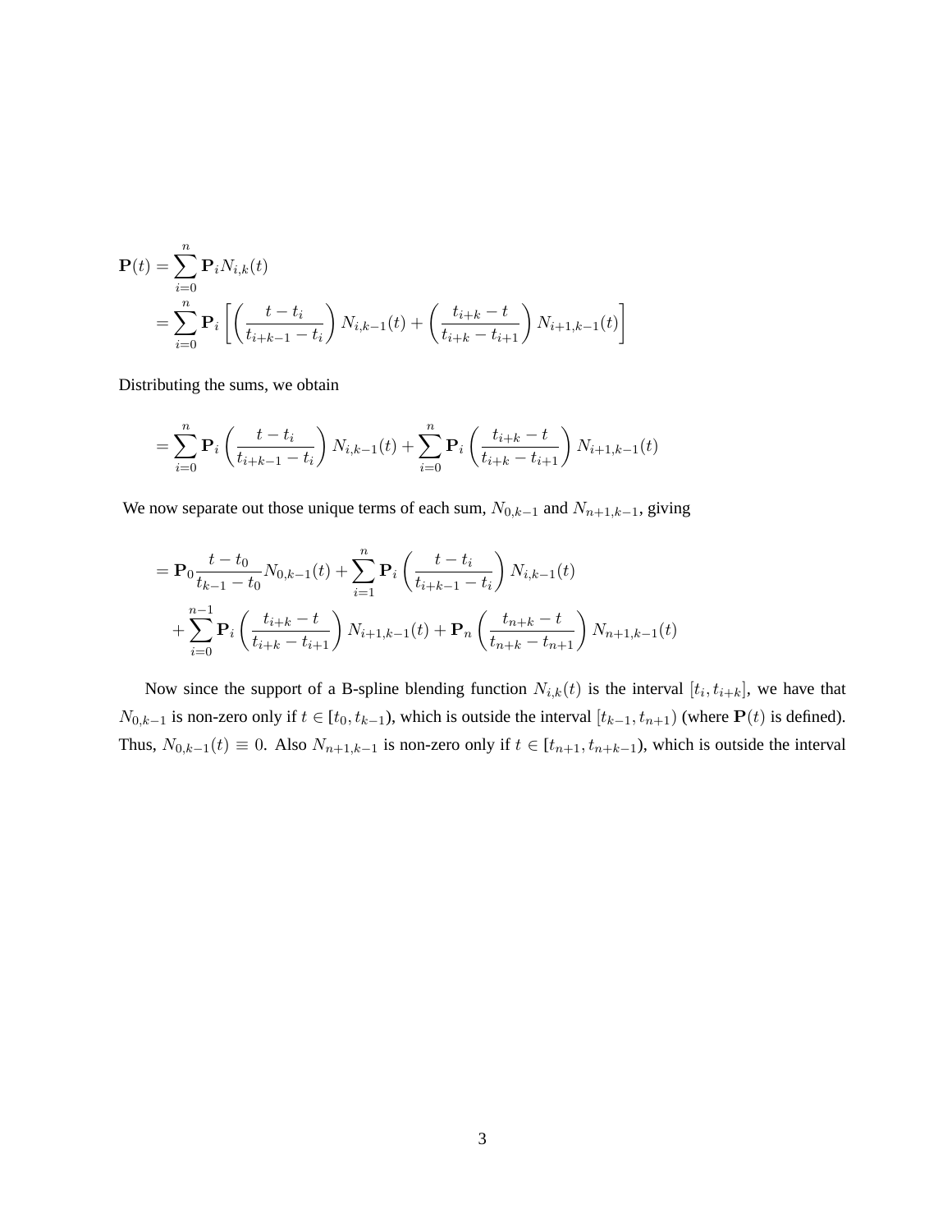$$
\begin{aligned}
\mathbf{P}(t) &= \sum_{i=0}^{n} \mathbf{P}_i N_{i,k}(t) \\
&= \sum_{i=0}^{n} \mathbf{P}_i \left[ \left( \frac{t - t_i}{t_{i+k-1} - t_i} \right) N_{i,k-1}(t) + \left( \frac{t_{i+k} - t}{t_{i+k} - t_{i+1}} \right) N_{i+1,k-1}(t) \right]
\end{aligned}
$$

Distributing the sums, we obtain

$$
= \sum_{i=0}^{n} \mathbf{P}_i \left( \frac{t - t_i}{t_{i+k-1} - t_i} \right) N_{i,k-1}(t) + \sum_{i=0}^{n} \mathbf{P}_i \left( \frac{t_{i+k} - t}{t_{i+k} - t_{i+1}} \right) N_{i+1,k-1}(t)
$$

We now separate out those unique terms of each sum, $N_{0,k-1}$ and $N_{n+1,k-1}$, giving

$$
\begin{aligned}
&= \mathbf{P}_0 \frac{t - t_0}{t_{k-1} - t_0} N_{0,k-1}(t) + \sum_{i=1}^{n} \mathbf{P}_i \left( \frac{t - t_i}{t_{i+k-1} - t_i} \right) N_{i,k-1}(t) \\
&\quad + \sum_{i=0}^{n-1} \mathbf{P}_i \left( \frac{t_{i+k} - t}{t_{i+k} - t_{i+1}} \right) N_{i+1,k-1}(t) + \mathbf{P}_n \left( \frac{t_{n+k} - t}{t_{n+k} - t_{n+1}} \right) N_{n+1,k-1}(t)
\end{aligned}
$$

Now since the support of a B-spline blending function $N_{i,k}(t)$ is the interval $[t_i, t_{i+k}]$, we have that $N_{0,k-1}$ is non-zero only if $t \in [t_0, t_{k-1})$, which is outside the interval $[t_{k-1}, t_{n+1})$ (where $\mathbf{P}(t)$ is defined). Thus, $N_{0,k-1}(t) \equiv 0$. Also $N_{n+1,k-1}$ is non-zero only if $t \in [t_{n+1}, t_{n+k-1})$, which is outside the interval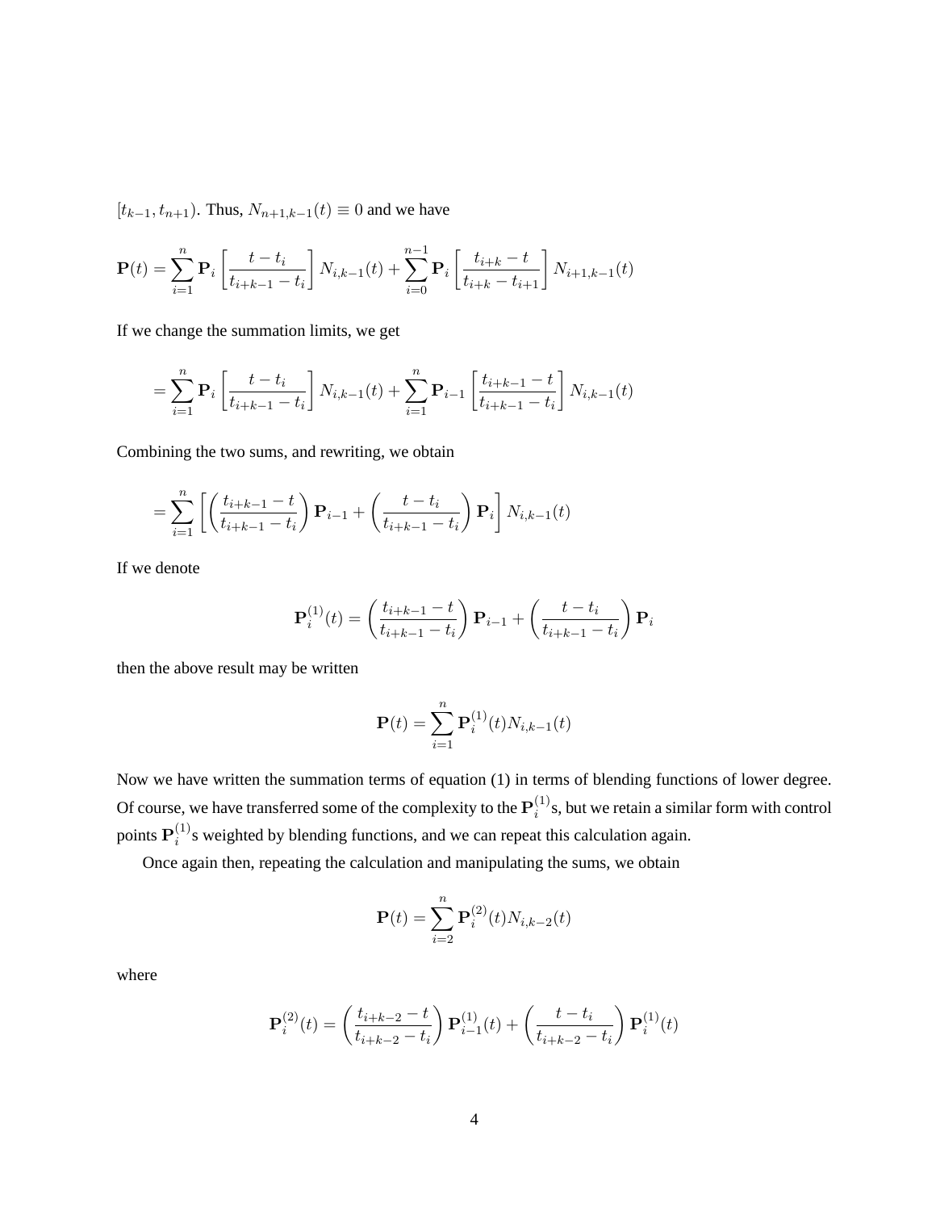$[t_{k-1}, t_{n+1})$. Thus, $N_{n+1,k-1}(t) \equiv 0$ and we have

$$\mathbf{P}(t) = \sum_{i=1}^{n} \mathbf{P}_i \left[ \frac{t - t_i}{t_{i+k-1} - t_i} \right] N_{i,k-1}(t) + \sum_{i=0}^{n-1} \mathbf{P}_i \left[ \frac{t_{i+k} - t}{t_{i+k} - t_{i+1}} \right] N_{i+1,k-1}(t)$$

If we change the summation limits, we get

$$= \sum_{i=1}^{n} \mathbf{P}_i \left[ \frac{t - t_i}{t_{i+k-1} - t_i} \right] N_{i,k-1}(t) + \sum_{i=1}^{n} \mathbf{P}_{i-1} \left[ \frac{t_{i+k-1} - t}{t_{i+k-1} - t_i} \right] N_{i,k-1}(t)$$

Combining the two sums, and rewriting, we obtain

$$= \sum_{i=1}^{n} \left[ \left( \frac{t_{i+k-1} - t}{t_{i+k-1} - t_i} \right) \mathbf{P}_{i-1} + \left( \frac{t - t_i}{t_{i+k-1} - t_i} \right) \mathbf{P}_i \right] N_{i,k-1}(t)$$

If we denote

$$\mathbf{P}_i^{(1)}(t) = \left( \frac{t_{i+k-1} - t}{t_{i+k-1} - t_i} \right) \mathbf{P}_{i-1} + \left( \frac{t - t_i}{t_{i+k-1} - t_i} \right) \mathbf{P}_i$$

then the above result may be written

$$\mathbf{P}(t) = \sum_{i=1}^{n} \mathbf{P}_i^{(1)}(t) N_{i,k-1}(t)$$

Now we have written the summation terms of equation (1) in terms of blending functions of lower degree. Of course, we have transferred some of the complexity to the $\mathbf{P}_i^{(1)}$s, but we retain a similar form with control points $\mathbf{P}_i^{(1)}$s weighted by blending functions, and we can repeat this calculation again.

Once again then, repeating the calculation and manipulating the sums, we obtain

$$\mathbf{P}(t) = \sum_{i=2}^{n} \mathbf{P}_i^{(2)}(t) N_{i,k-2}(t)$$

where

$$\mathbf{P}_i^{(2)}(t) = \left( \frac{t_{i+k-2} - t}{t_{i+k-2} - t_i} \right) \mathbf{P}_{i-1}^{(1)}(t) + \left( \frac{t - t_i}{t_{i+k-2} - t_i} \right) \mathbf{P}_i^{(1)}(t)$$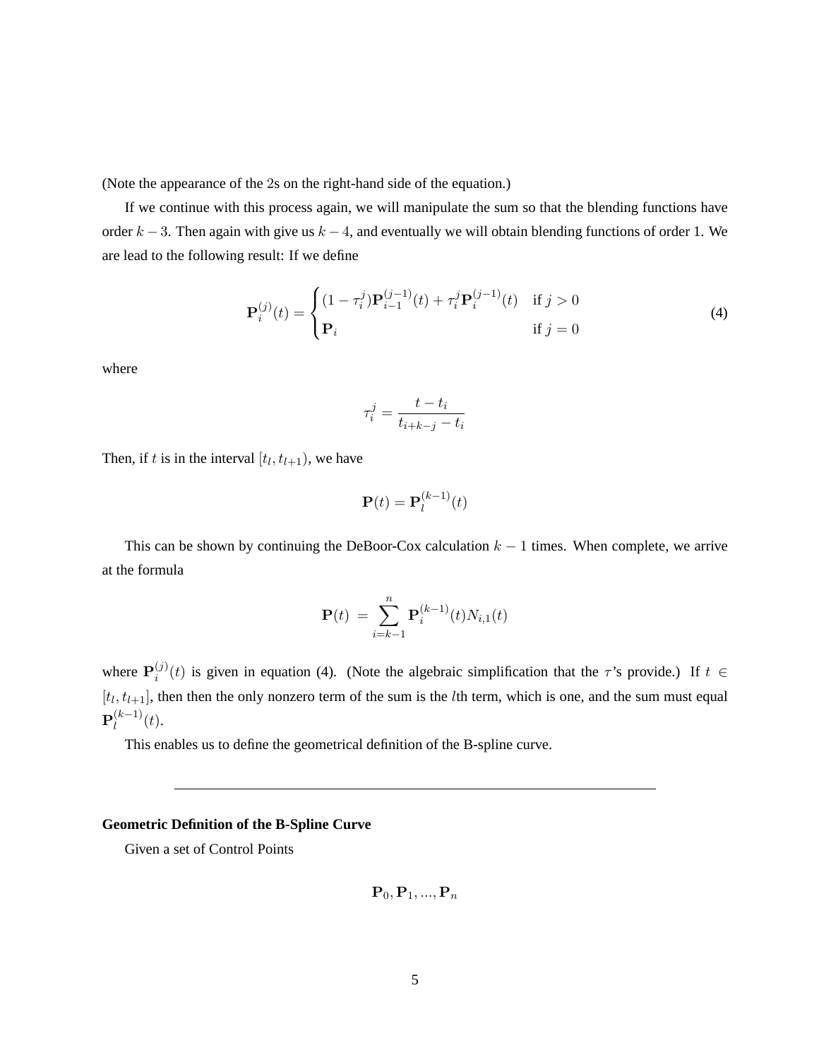(Note the appearance of the 2s on the right-hand side of the equation.)

If we continue with this process again, we will manipulate the sum so that the blending functions have order $k-3$. Then again with give us $k-4$, and eventually we will obtain blending functions of order 1. We are lead to the following result: If we define

$$\mathbf{P}_i^{(j)}(t) = \begin{cases} (1-\tau_i^j)\mathbf{P}_{i-1}^{(j-1)}(t) + \tau_i^j \mathbf{P}_i^{(j-1)}(t) & \text{if } j > 0 \\ \mathbf{P}_i & \text{if } j = 0 \end{cases} \tag{4}$$

where

$$\tau_i^j = \frac{t - t_i}{t_{i+k-j} - t_i}$$

Then, if $t$ is in the interval $[t_l, t_{l+1})$, we have

$$\mathbf{P}(t) = \mathbf{P}_l^{(k-1)}(t)$$

This can be shown by continuing the DeBoor-Cox calculation $k-1$ times. When complete, we arrive at the formula

$$\mathbf{P}(t) \;=\; \sum_{i=k-1}^{n} \mathbf{P}_i^{(k-1)}(t) N_{i,1}(t)$$

where $\mathbf{P}_i^{(j)}(t)$ is given in equation (4). (Note the algebraic simplification that the $\tau$'s provide.) If $t \in [t_l, t_{l+1}]$, then then the only nonzero term of the sum is the $l$th term, which is one, and the sum must equal $\mathbf{P}_l^{(k-1)}(t)$.

This enables us to define the geometrical definition of the B-spline curve.

---

**Geometric Definition of the B-Spline Curve**

Given a set of Control Points

$$\mathbf{P}_0, \mathbf{P}_1, ..., \mathbf{P}_n$$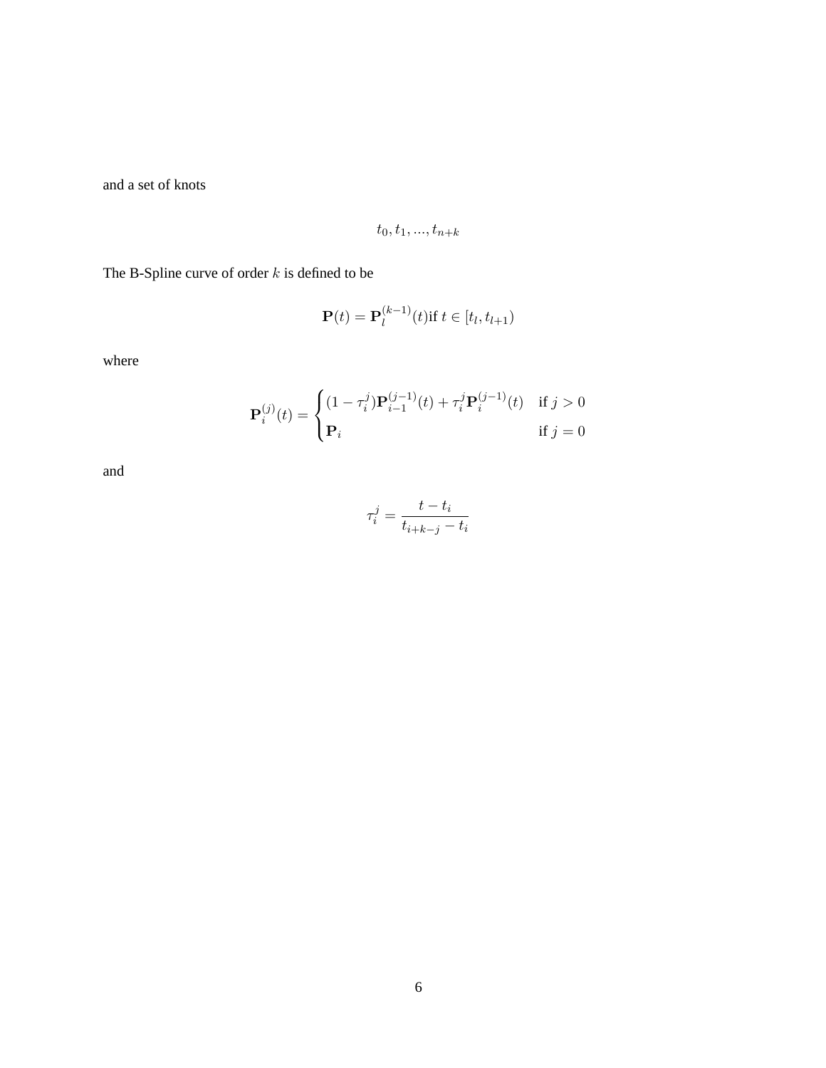and a set of knots

$$t_0, t_1, ..., t_{n+k}$$

The B-Spline curve of order $k$ is defined to be

$$\mathbf{P}(t) = \mathbf{P}_l^{(k-1)}(t) \text{if } t \in [t_l, t_{l+1})$$

where

$$\mathbf{P}_i^{(j)}(t) = \begin{cases} (1 - \tau_i^j)\mathbf{P}_{i-1}^{(j-1)}(t) + \tau_i^j \mathbf{P}_i^{(j-1)}(t) & \text{if } j > 0 \\ \mathbf{P}_i & \text{if } j = 0 \end{cases}$$

and

$$\tau_i^j = \frac{t - t_i}{t_{i+k-j} - t_i}$$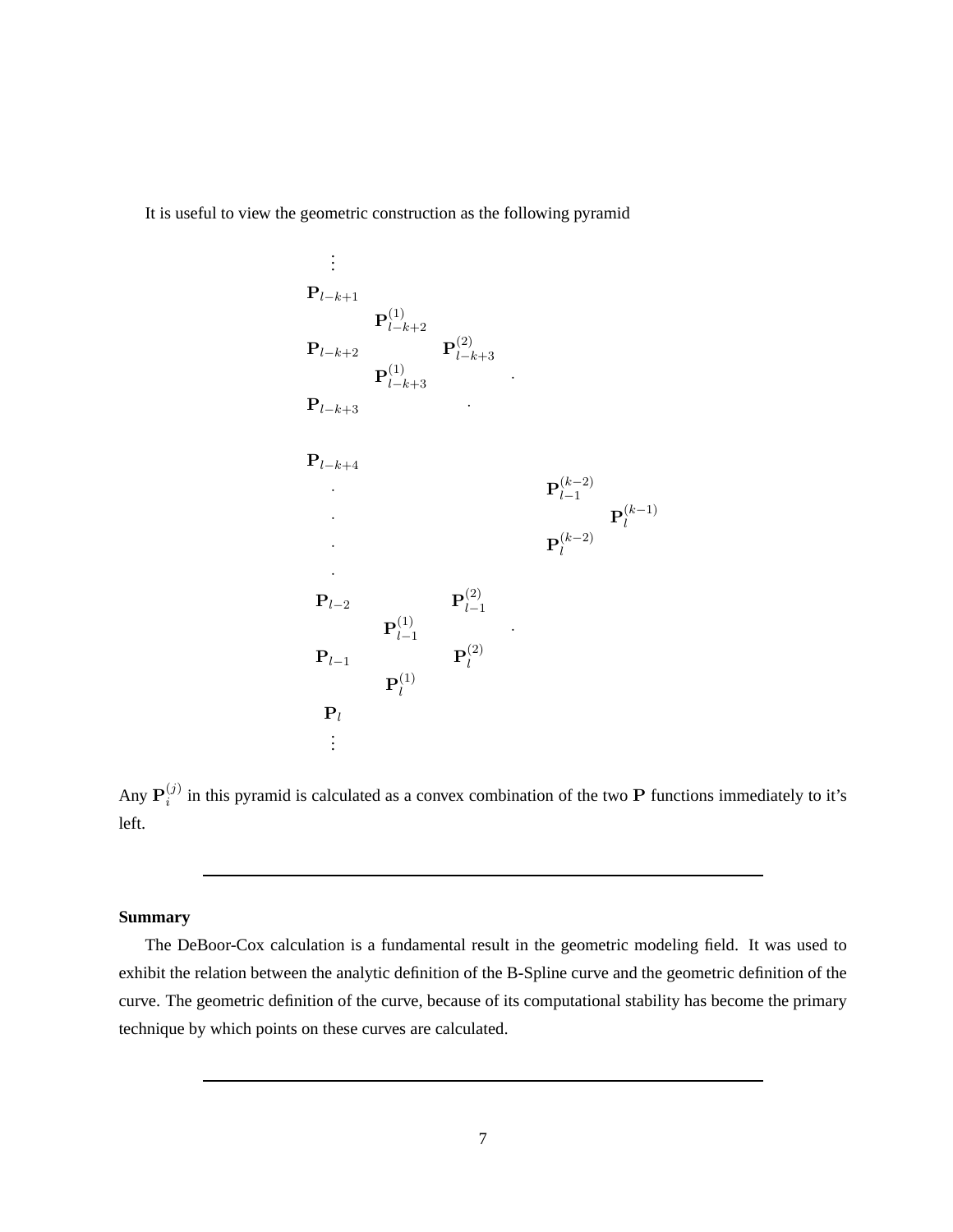It is useful to view the geometric construction as the following pyramid

$$
\begin{array}{cccccc}
\vdots & & & & & \\
\mathbf{P}_{l-k+1} & & & & & \\
& \mathbf{P}^{(1)}_{l-k+2} & & & & \\
\mathbf{P}_{l-k+2} & & \mathbf{P}^{(2)}_{l-k+3} & & & \\
& \mathbf{P}^{(1)}_{l-k+3} & & \cdot & & \\
\mathbf{P}_{l-k+3} & & \cdot & & & \\
& & & & & \\
\mathbf{P}_{l-k+4} & & & & & \\
\cdot & & & & \mathbf{P}^{(k-2)}_{l-1} & \\
\cdot & & & & & \mathbf{P}^{(k-1)}_{l} \\
\cdot & & & & \mathbf{P}^{(k-2)}_{l} & \\
\cdot & & & & & \\
\mathbf{P}_{l-2} & & \mathbf{P}^{(2)}_{l-1} & & & \\
& \mathbf{P}^{(1)}_{l-1} & & \cdot & & \\
\mathbf{P}_{l-1} & & \mathbf{P}^{(2)}_{l} & & & \\
& \mathbf{P}^{(1)}_{l} & & & & \\
\mathbf{P}_{l} & & & & & \\
\vdots & & & & &
\end{array}
$$

Any $\mathbf{P}^{(j)}_i$ in this pyramid is calculated as a convex combination of the two $\mathbf{P}$ functions immediately to it's left.

---

**Summary**

The DeBoor-Cox calculation is a fundamental result in the geometric modeling field. It was used to exhibit the relation between the analytic definition of the B-Spline curve and the geometric definition of the curve. The geometric definition of the curve, because of its computational stability has become the primary technique by which points on these curves are calculated.

---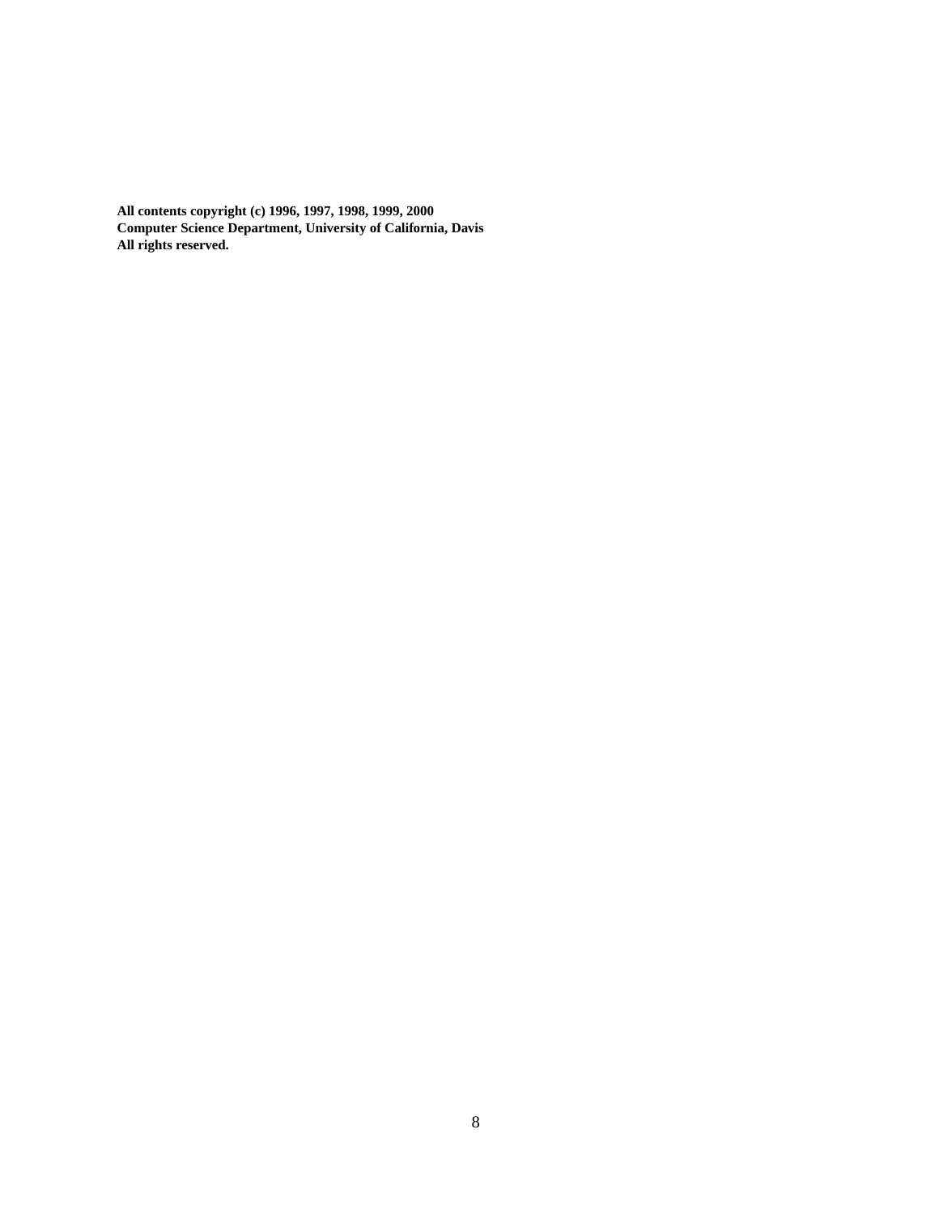**All contents copyright (c) 1996, 1997, 1998, 1999, 2000**
**Computer Science Department, University of California, Davis**
**All rights reserved.**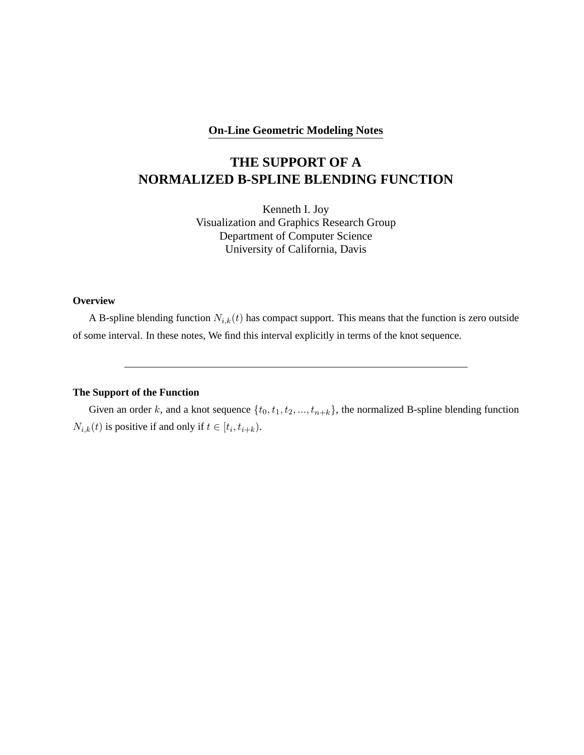**On-Line Geometric Modeling Notes**

# THE SUPPORT OF A NORMALIZED B-SPLINE BLENDING FUNCTION

Kenneth I. Joy
Visualization and Graphics Research Group
Department of Computer Science
University of California, Davis

### Overview

A B-spline blending function $N_{i,k}(t)$ has compact support. This means that the function is zero outside of some interval. In these notes, We find this interval explicitly in terms of the knot sequence.

---

### The Support of the Function

Given an order $k$, and a knot sequence $\{t_0, t_1, t_2, ..., t_{n+k}\}$, the normalized B-spline blending function $N_{i,k}(t)$ is positive if and only if $t \in [t_i, t_{i+k})$.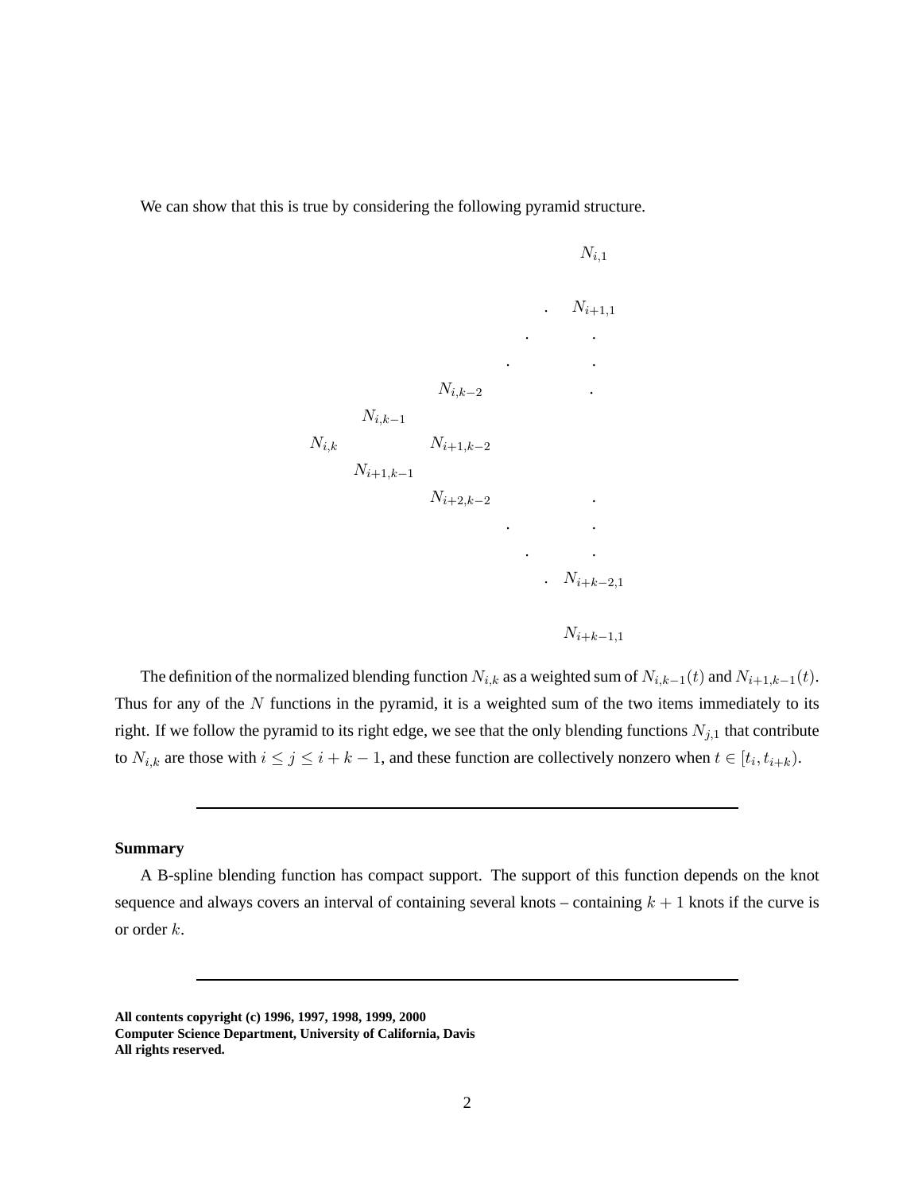We can show that this is true by considering the following pyramid structure.

$$
\begin{array}{ccccc}
 & & & & N_{i,1} \\
 & & & . & N_{i+1,1} \\
 & & . & & . \\
 & . & & & . \\
 & & N_{i,k-2} & & . \\
 & N_{i,k-1} & & & \\
N_{i,k} & & N_{i+1,k-2} & & \\
 & N_{i+1,k-1} & & & \\
 & & N_{i+2,k-2} & & . \\
 & . & & & . \\
 & & . & & . \\
 & & & . & N_{i+k-2,1} \\
 & & & & N_{i+k-1,1}
\end{array}
$$

The definition of the normalized blending function $N_{i,k}$ as a weighted sum of $N_{i,k-1}(t)$ and $N_{i+1,k-1}(t)$. Thus for any of the $N$ functions in the pyramid, it is a weighted sum of the two items immediately to its right. If we follow the pyramid to its right edge, we see that the only blending functions $N_{j,1}$ that contribute to $N_{i,k}$ are those with $i \leq j \leq i + k - 1$, and these function are collectively nonzero when $t \in [t_i, t_{i+k})$.

---

**Summary**

A B-spline blending function has compact support. The support of this function depends on the knot sequence and always covers an interval of containing several knots – containing $k + 1$ knots if the curve is or order $k$.

---

**All contents copyright (c) 1996, 1997, 1998, 1999, 2000**
**Computer Science Department, University of California, Davis**
**All rights reserved.**